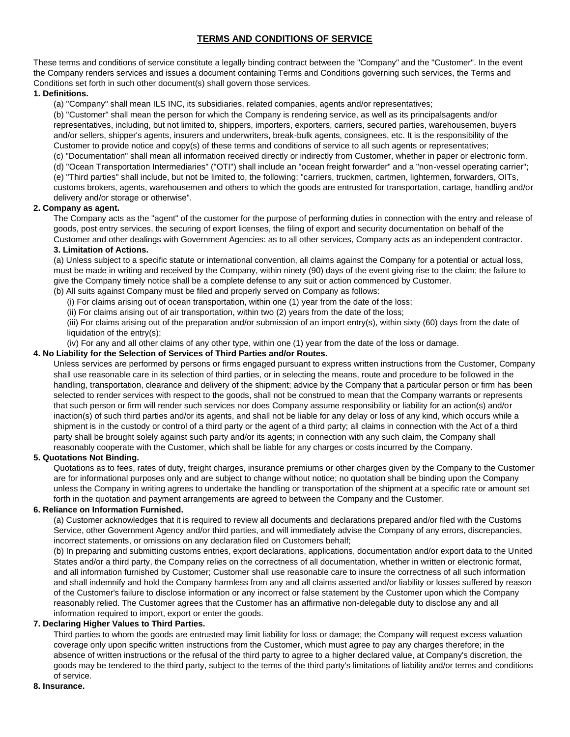# TERMS AND CONDITIONS OF SERVICE

These terms and conditions of service constitute a legally binding contract between the "Company" and the "Customer". In the event the Company renders services and issues a document containing Terms and Conditions governing such services, the Terms and Conditions set forth in such other document(s) shall govern those services.

**1. Definitions.**

(a) "Company" shall mean ILS INC, its subsidiaries, related companies, agents and/or representatives;

(b) "Customer" shall mean the person for which the Company is rendering service, as well as its principalsagents and/or representatives, including, but not limited to, shippers, importers, exporters, carriers, secured parties, warehousemen, buyers and/or sellers, shipper's agents, insurers and underwriters, break-bulk agents, consignees, etc. It is the responsibility of the Customer to provide notice and copy(s) of these terms and conditions of service to all such agents or representatives;

(c) "Documentation" shall mean all information received directly or indirectly from Customer, whether in paper or electronic form.

(d) "Ocean Transportation Intermediaries" ("OTI") shall include an "ocean freight forwarder" and a "non-vessel operating carrier";

(e) "Third parties" shall include, but not be limited to, the following: "carriers, truckmen, cartmen, lightermen, forwarders, OITs, customs brokers, agents, warehousemen and others to which the goods are entrusted for transportation, cartage, handling and/or delivery and/or storage or otherwise".

**2. Company as agent.**

The Company acts as the "agent" of the customer for the purpose of performing duties in connection with the entry and release of goods, post entry services, the securing of export licenses, the filing of export and security documentation on behalf of the Customer and other dealings with Government Agencies: as to all other services, Company acts as an independent contractor.

**3. Limitation of Actions.**

(a) Unless subject to a specific statute or international convention, all claims against the Company for a potential or actual loss, must be made in writing and received by the Company, within ninety (90) days of the event giving rise to the claim; the failure to give the Company timely notice shall be a complete defense to any suit or action commenced by Customer.

(b) All suits against Company must be filed and properly served on Company as follows:

(i) For claims arising out of ocean transportation, within one (1) year from the date of the loss;

(ii) For claims arising out of air transportation, within two (2) years from the date of the loss;

(iii) For claims arising out of the preparation and/or submission of an import entry(s), within sixty (60) days from the date of liquidation of the entry(s);

(iv) For any and all other claims of any other type, within one (1) year from the date of the loss or damage.

**4. No Liability for the Selection of Services of Third Parties and/or Routes.**

Unless services are performed by persons or firms engaged pursuant to express written instructions from the Customer, Company shall use reasonable care in its selection of third parties, or in selecting the means, route and procedure to be followed in the handling, transportation, clearance and delivery of the shipment; advice by the Company that a particular person or firm has been selected to render services with respect to the goods, shall not be construed to mean that the Company warrants or represents that such person or firm will render such services nor does Company assume responsibility or liability for an action(s) and/or inaction(s) of such third parties and/or its agents, and shall not be liable for any delay or loss of any kind, which occurs while a shipment is in the custody or control of a third party or the agent of a third party; all claims in connection with the Act of a third party shall be brought solely against such party and/or its agents; in connection with any such claim, the Company shall reasonably cooperate with the Customer, which shall be liable for any charges or costs incurred by the Company.

**5. Quotations Not Binding.**

Quotations as to fees, rates of duty, freight charges, insurance premiums or other charges given by the Company to the Customer are for informational purposes only and are subject to change without notice; no quotation shall be binding upon the Company unless the Company in writing agrees to undertake the handling or transportation of the shipment at a specific rate or amount set forth in the quotation and payment arrangements are agreed to between the Company and the Customer.

**6. Reliance on Information Furnished.**

(a) Customer acknowledges that it is required to review all documents and declarations prepared and/or filed with the Customs Service, other Government Agency and/or third parties, and will immediately advise the Company of any errors, discrepancies, incorrect statements, or omissions on any declaration filed on Customers behalf;

(b) In preparing and submitting customs entries, export declarations, applications, documentation and/or export data to the United States and/or a third party, the Company relies on the correctness of all documentation, whether in written or electronic format, and all information furnished by Customer; Customer shall use reasonable care to insure the correctness of all such information and shall indemnify and hold the Company harmless from any and all claims asserted and/or liability or losses suffered by reason of the Customer's failure to disclose information or any incorrect or false statement by the Customer upon which the Company reasonably relied. The Customer agrees that the Customer has an affirmative non-delegable duty to disclose any and all information required to import, export or enter the goods.

**7. Declaring Higher Values to Third Parties.**

Third parties to whom the goods are entrusted may limit liability for loss or damage; the Company will request excess valuation coverage only upon specific written instructions from the Customer, which must agree to pay any charges therefore; in the absence of written instructions or the refusal of the third party to agree to a higher declared value, at Company's discretion, the goods may be tendered to the third party, subject to the terms of the third party's limitations of liability and/or terms and conditions of service.

**8. Insurance.**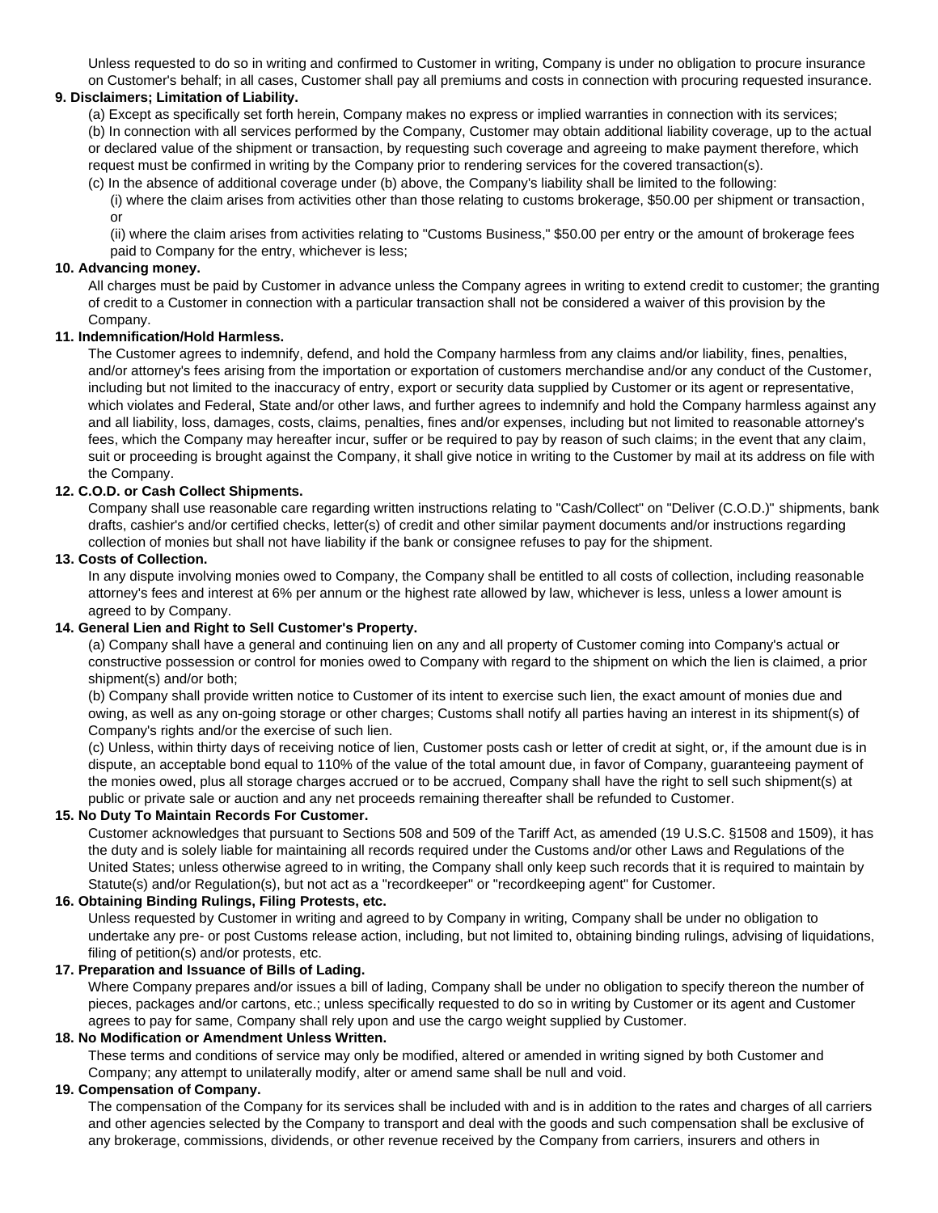Unless requested to do so in writing and confirmed to Customer in writing, Company is under no obligation to procure insurance on Customer's behalf; in all cases, Customer shall pay all premiums and costs in connection with procuring requested insurance.

**9. Disclaimers; Limitation of Liability.**

(a) Except as specifically set forth herein, Company makes no express or implied warranties in connection with its services;

(b) In connection with all services performed by the Company, Customer may obtain additional liability coverage, up to the actual or declared value of the shipment or transaction, by requesting such coverage and agreeing to make payment therefore, which request must be confirmed in writing by the Company prior to rendering services for the covered transaction(s).

(c) In the absence of additional coverage under (b) above, the Company's liability shall be limited to the following:

(i) where the claim arises from activities other than those relating to customs brokerage, $50.00 per shipment or transaction, or

(ii) where the claim arises from activities relating to "Customs Business," $50.00 per entry or the amount of brokerage fees paid to Company for the entry, whichever is less;

**10. Advancing money.**

All charges must be paid by Customer in advance unless the Company agrees in writing to extend credit to customer; the granting of credit to a Customer in connection with a particular transaction shall not be considered a waiver of this provision by the Company.

**11. Indemnification/Hold Harmless.**

The Customer agrees to indemnify, defend, and hold the Company harmless from any claims and/or liability, fines, penalties, and/or attorney's fees arising from the importation or exportation of customers merchandise and/or any conduct of the Customer, including but not limited to the inaccuracy of entry, export or security data supplied by Customer or its agent or representative, which violates and Federal, State and/or other laws, and further agrees to indemnify and hold the Company harmless against any and all liability, loss, damages, costs, claims, penalties, fines and/or expenses, including but not limited to reasonable attorney's fees, which the Company may hereafter incur, suffer or be required to pay by reason of such claims; in the event that any claim, suit or proceeding is brought against the Company, it shall give notice in writing to the Customer by mail at its address on file with the Company.

**12. C.O.D. or Cash Collect Shipments.**

Company shall use reasonable care regarding written instructions relating to "Cash/Collect" on "Deliver (C.O.D.)" shipments, bank drafts, cashier's and/or certified checks, letter(s) of credit and other similar payment documents and/or instructions regarding collection of monies but shall not have liability if the bank or consignee refuses to pay for the shipment.

**13. Costs of Collection.**

In any dispute involving monies owed to Company, the Company shall be entitled to all costs of collection, including reasonable attorney's fees and interest at 6% per annum or the highest rate allowed by law, whichever is less, unless a lower amount is agreed to by Company.

**14. General Lien and Right to Sell Customer's Property.**

(a) Company shall have a general and continuing lien on any and all property of Customer coming into Company's actual or constructive possession or control for monies owed to Company with regard to the shipment on which the lien is claimed, a prior shipment(s) and/or both;

(b) Company shall provide written notice to Customer of its intent to exercise such lien, the exact amount of monies due and owing, as well as any on-going storage or other charges; Customs shall notify all parties having an interest in its shipment(s) of Company's rights and/or the exercise of such lien.

(c) Unless, within thirty days of receiving notice of lien, Customer posts cash or letter of credit at sight, or, if the amount due is in dispute, an acceptable bond equal to 110% of the value of the total amount due, in favor of Company, guaranteeing payment of the monies owed, plus all storage charges accrued or to be accrued, Company shall have the right to sell such shipment(s) at public or private sale or auction and any net proceeds remaining thereafter shall be refunded to Customer.

**15. No Duty To Maintain Records For Customer.**

Customer acknowledges that pursuant to Sections 508 and 509 of the Tariff Act, as amended (19 U.S.C. §1508 and 1509), it has the duty and is solely liable for maintaining all records required under the Customs and/or other Laws and Regulations of the United States; unless otherwise agreed to in writing, the Company shall only keep such records that it is required to maintain by Statute(s) and/or Regulation(s), but not act as a "recordkeeper" or "recordkeeping agent" for Customer.

**16. Obtaining Binding Rulings, Filing Protests, etc.**

Unless requested by Customer in writing and agreed to by Company in writing, Company shall be under no obligation to undertake any pre- or post Customs release action, including, but not limited to, obtaining binding rulings, advising of liquidations, filing of petition(s) and/or protests, etc.

**17. Preparation and Issuance of Bills of Lading.**

Where Company prepares and/or issues a bill of lading, Company shall be under no obligation to specify thereon the number of pieces, packages and/or cartons, etc.; unless specifically requested to do so in writing by Customer or its agent and Customer agrees to pay for same, Company shall rely upon and use the cargo weight supplied by Customer.

**18. No Modification or Amendment Unless Written.**

These terms and conditions of service may only be modified, altered or amended in writing signed by both Customer and Company; any attempt to unilaterally modify, alter or amend same shall be null and void.

**19. Compensation of Company.**

The compensation of the Company for its services shall be included with and is in addition to the rates and charges of all carriers and other agencies selected by the Company to transport and deal with the goods and such compensation shall be exclusive of any brokerage, commissions, dividends, or other revenue received by the Company from carriers, insurers and others in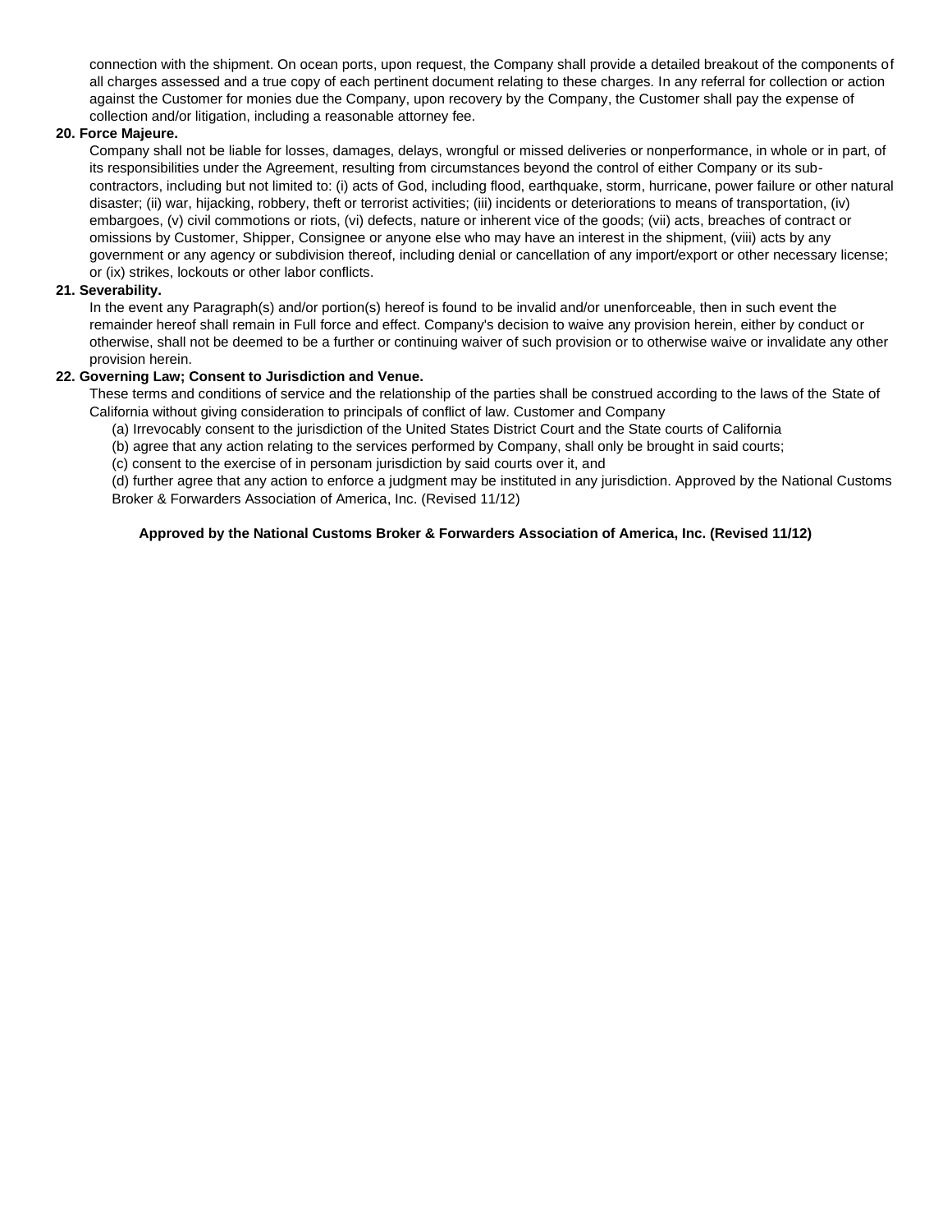connection with the shipment. On ocean ports, upon request, the Company shall provide a detailed breakout of the components of all charges assessed and a true copy of each pertinent document relating to these charges. In any referral for collection or action against the Customer for monies due the Company, upon recovery by the Company, the Customer shall pay the expense of collection and/or litigation, including a reasonable attorney fee.

**20. Force Majeure.**

Company shall not be liable for losses, damages, delays, wrongful or missed deliveries or nonperformance, in whole or in part, of its responsibilities under the Agreement, resulting from circumstances beyond the control of either Company or its sub-contractors, including but not limited to: (i) acts of God, including flood, earthquake, storm, hurricane, power failure or other natural disaster; (ii) war, hijacking, robbery, theft or terrorist activities; (iii) incidents or deteriorations to means of transportation, (iv) embargoes, (v) civil commotions or riots, (vi) defects, nature or inherent vice of the goods; (vii) acts, breaches of contract or omissions by Customer, Shipper, Consignee or anyone else who may have an interest in the shipment, (viii) acts by any government or any agency or subdivision thereof, including denial or cancellation of any import/export or other necessary license; or (ix) strikes, lockouts or other labor conflicts.

**21. Severability.**

In the event any Paragraph(s) and/or portion(s) hereof is found to be invalid and/or unenforceable, then in such event the remainder hereof shall remain in Full force and effect. Company's decision to waive any provision herein, either by conduct or otherwise, shall not be deemed to be a further or continuing waiver of such provision or to otherwise waive or invalidate any other provision herein.

**22. Governing Law; Consent to Jurisdiction and Venue.**

These terms and conditions of service and the relationship of the parties shall be construed according to the laws of the State of California without giving consideration to principals of conflict of law. Customer and Company

(a) Irrevocably consent to the jurisdiction of the United States District Court and the State courts of California

(b) agree that any action relating to the services performed by Company, shall only be brought in said courts;

(c) consent to the exercise of in personam jurisdiction by said courts over it, and

(d) further agree that any action to enforce a judgment may be instituted in any jurisdiction. Approved by the National Customs Broker & Forwarders Association of America, Inc. (Revised 11/12)

**Approved by the National Customs Broker & Forwarders Association of America, Inc. (Revised 11/12)**